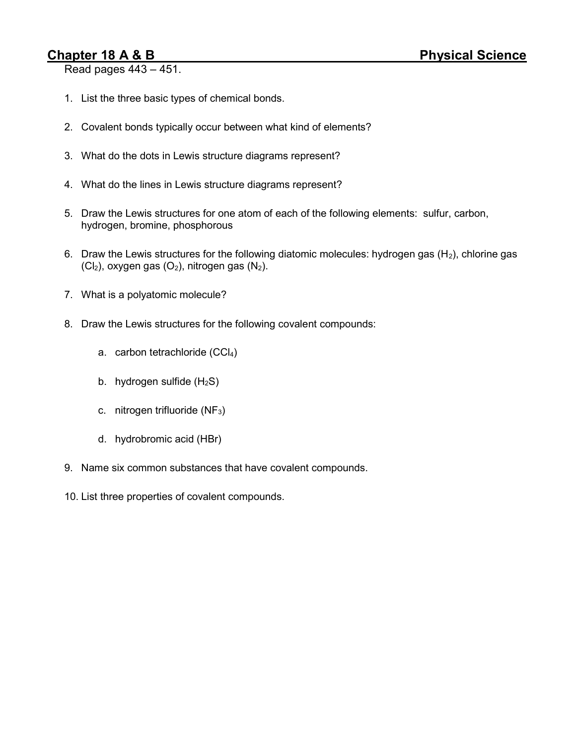## Chapter 18 A & B — Physical Science

Read pages 443 – 451.

1. List the three basic types of chemical bonds.

2. Covalent bonds typically occur between what kind of elements?

3. What do the dots in Lewis structure diagrams represent?

4. What do the lines in Lewis structure diagrams represent?

5. Draw the Lewis structures for one atom of each of the following elements: sulfur, carbon, hydrogen, bromine, phosphorous

6. Draw the Lewis structures for the following diatomic molecules: hydrogen gas ($H_2$), chlorine gas ($Cl_2$), oxygen gas ($O_2$), nitrogen gas ($N_2$).

7. What is a polyatomic molecule?

8. Draw the Lewis structures for the following covalent compounds:

   a. carbon tetrachloride ($CCl_4$)

   b. hydrogen sulfide ($H_2S$)

   c. nitrogen trifluoride ($NF_3$)

   d. hydrobromic acid (HBr)

9. Name six common substances that have covalent compounds.

10. List three properties of covalent compounds.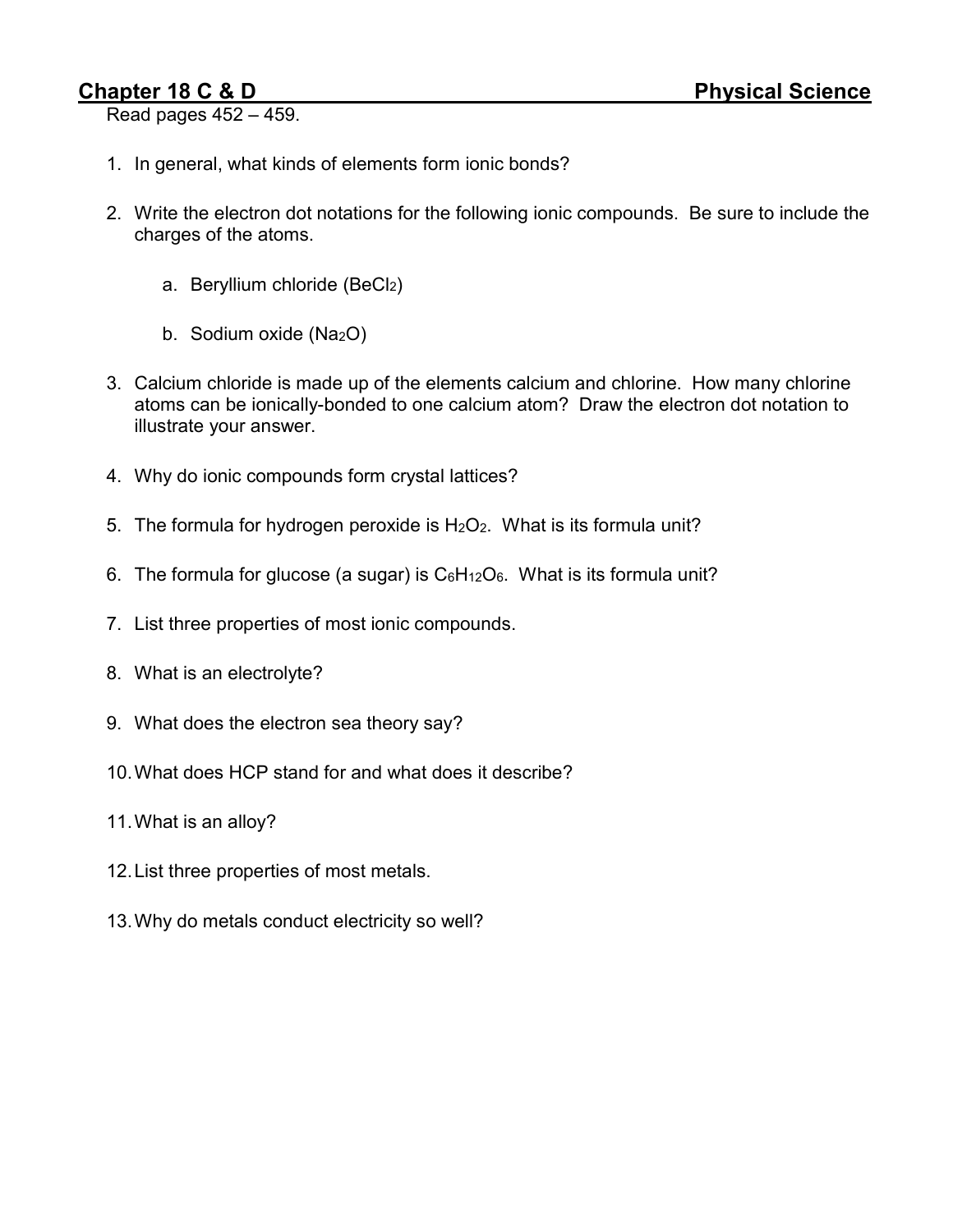## Chapter 18 C & D Physical Science

Read pages 452 – 459.

1. In general, what kinds of elements form ionic bonds?

2. Write the electron dot notations for the following ionic compounds. Be sure to include the charges of the atoms.

   a. Beryllium chloride ($BeCl_2$)

   b. Sodium oxide ($Na_2O$)

3. Calcium chloride is made up of the elements calcium and chlorine. How many chlorine atoms can be ionically-bonded to one calcium atom? Draw the electron dot notation to illustrate your answer.

4. Why do ionic compounds form crystal lattices?

5. The formula for hydrogen peroxide is $H_2O_2$. What is its formula unit?

6. The formula for glucose (a sugar) is $C_6H_{12}O_6$. What is its formula unit?

7. List three properties of most ionic compounds.

8. What is an electrolyte?

9. What does the electron sea theory say?

10. What does HCP stand for and what does it describe?

11. What is an alloy?

12. List three properties of most metals.

13. Why do metals conduct electricity so well?